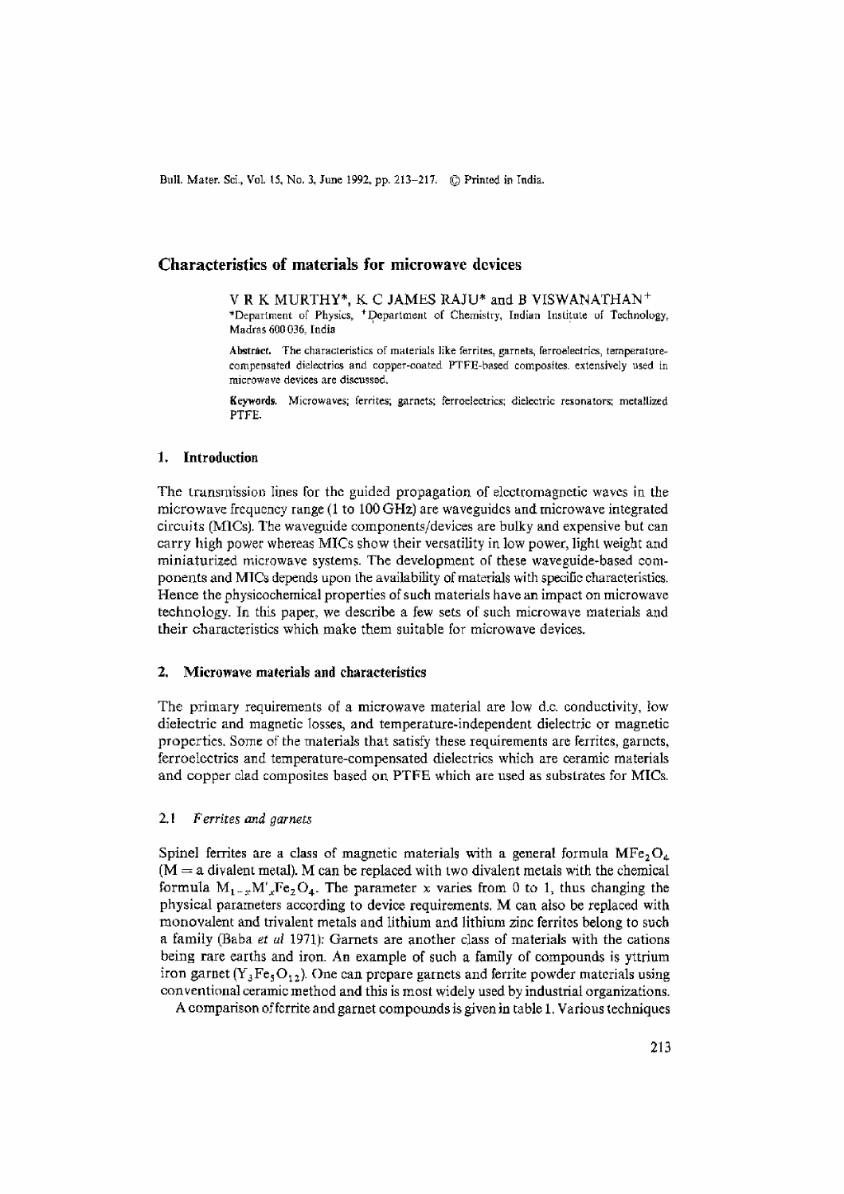# Characteristics of materials for microwave devices

V R K MURTHY*, K C JAMES RAJU* and B VISWANATHAN[+]

*Department of Physics, [+]Department of Chemistry, Indian Institute of Technology, Madras 600 036, India

**Abstract.** The characteristics of materials like ferrites, garnets, ferroelectrics, temperature-compensated dielectrics and copper-coated PTFE-based composites, extensively used in microwave devices are discussed.

**Keywords.** Microwaves; ferrites; garnets; ferroelectrics; dielectric resonators; metallized PTFE.

## 1. Introduction

The transmission lines for the guided propagation of electromagnetic waves in the microwave frequency range (1 to 100 GHz) are waveguides and microwave integrated circuits (MICs). The waveguide components/devices are bulky and expensive but can carry high power whereas MICs show their versatility in low power, light weight and miniaturized microwave systems. The development of these waveguide-based components and MICs depends upon the availability of materials with specific characteristics. Hence the physicochemical properties of such materials have an impact on microwave technology. In this paper, we describe a few sets of such microwave materials and their characteristics which make them suitable for microwave devices.

## 2. Microwave materials and characteristics

The primary requirements of a microwave material are low d.c. conductivity, low dielectric and magnetic losses, and temperature-independent dielectric or magnetic properties. Some of the materials that satisfy these requirements are ferrites, garnets, ferroelectrics and temperature-compensated dielectrics which are ceramic materials and copper clad composites based on PTFE which are used as substrates for MICs.

### 2.1 *Ferrites and garnets*

Spinel ferrites are a class of magnetic materials with a general formula $MFe_2O_4$ (M = a divalent metal). M can be replaced with two divalent metals with the chemical formula $M_{1-x}M'_xFe_2O_4$. The parameter $x$ varies from 0 to 1, thus changing the physical parameters according to device requirements. M can also be replaced with monovalent and trivalent metals and lithium and lithium zinc ferrites belong to such a family (Baba *et al* 1971); Garnets are another class of materials with the cations being rare earths and iron. An example of such a family of compounds is yttrium iron garnet ($Y_3Fe_5O_{12}$). One can prepare garnets and ferrite powder materials using conventional ceramic method and this is most widely used by industrial organizations.

A comparison of ferrite and garnet compounds is given in table 1. Various techniques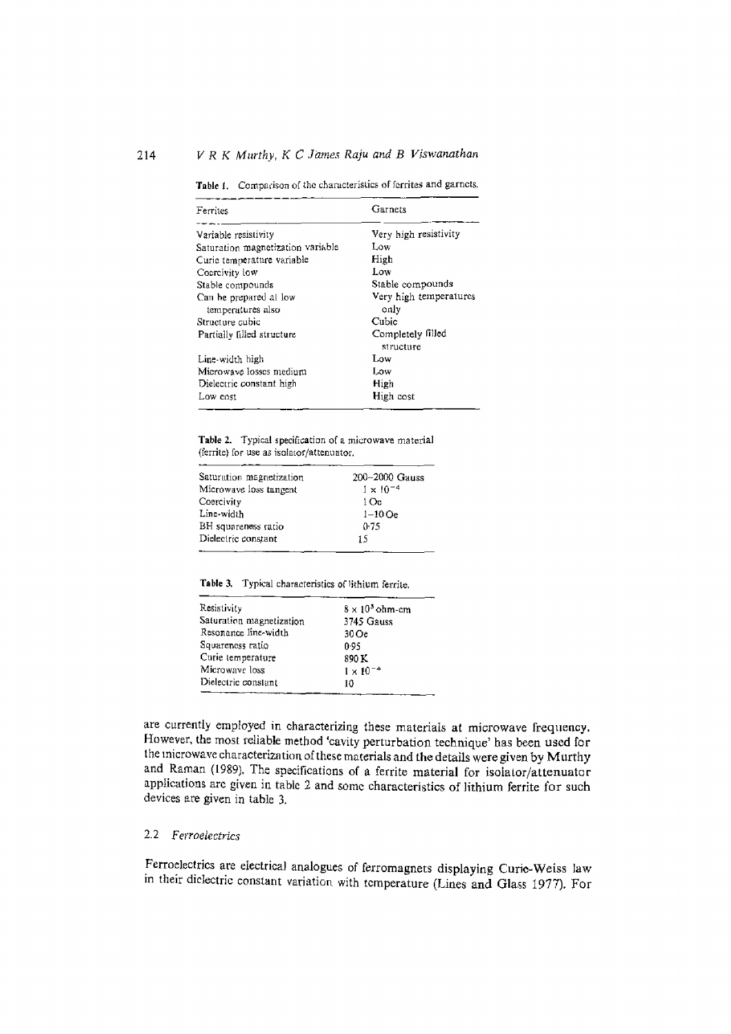Table 1. Comparison of the characteristics of ferrites and garnets.

| Ferrites | Garnets |
|---|---|
| Variable resistivity | Very high resistivity |
| Saturation magnetization variable | Low |
| Curie temperature variable | High |
| Coercivity low | Low |
| Stable compounds | Stable compounds |
| Can be prepared at low temperatures also | Very high temperatures only |
| Structure cubic | Cubic |
| Partially filled structure | Completely filled structure |
| Line-width high | Low |
| Microwave losses medium | Low |
| Dielectric constant high | High |
| Low cost | High cost |

Table 2. Typical specification of a microwave material (ferrite) for use as isolator/attenuator.

| | |
|---|---|
| Saturation magnetization | 200–2000 Gauss |
| Microwave loss tangent | $1 \times 10^{-4}$ |
| Coercivity | 1 Oe |
| Line-width | 1–10 Oe |
| BH squareness ratio | 0·75 |
| Dielectric constant | 15 |

Table 3. Typical characteristics of lithium ferrite.

| | |
|---|---|
| Resistivity | $8 \times 10^{5}$ ohm-cm |
| Saturation magnetization | 3745 Gauss |
| Resonance line-width | 30 Oe |
| Squareness ratio | 0·95 |
| Curie temperature | 890 K |
| Microwave loss | $1 \times 10^{-4}$ |
| Dielectric constant | 10 |

are currently employed in characterizing these materials at microwave frequency. However, the most reliable method 'cavity perturbation technique' has been used for the microwave characterization of these materials and the details were given by Murthy and Raman (1989). The specifications of a ferrite material for isolator/attenuator applications are given in table 2 and some characteristics of lithium ferrite for such devices are given in table 3.

### 2.2 *Ferroelectrics*

Ferroelectrics are electrical analogues of ferromagnets displaying Curie-Weiss law in their dielectric constant variation with temperature (Lines and Glass 1977). For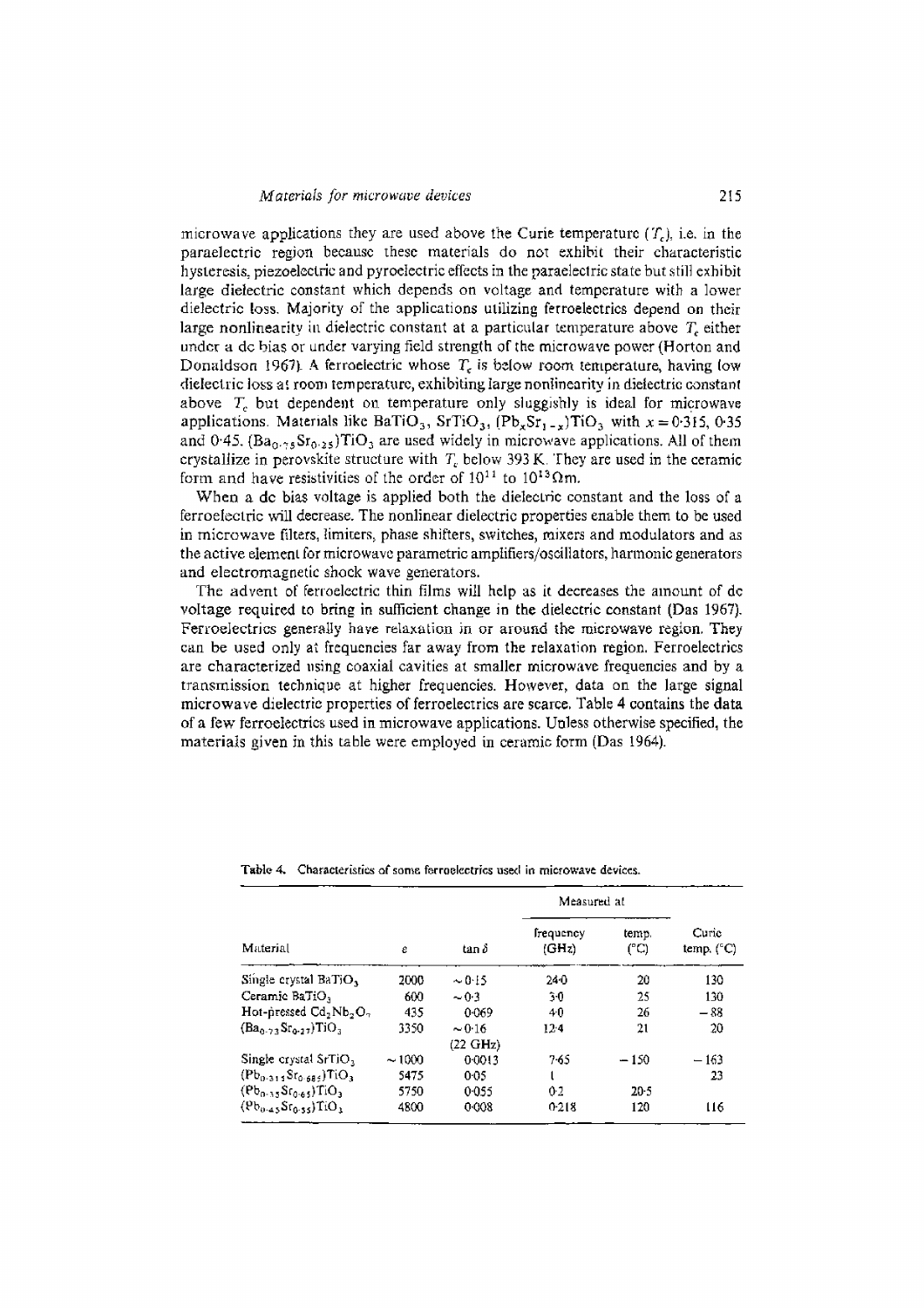microwave applications they are used above the Curie temperature ($T_c$), i.e. in the paraelectric region because these materials do not exhibit their characteristic hysteresis, piezoelectric and pyroelectric effects in the paraelectric state but still exhibit large dielectric constant which depends on voltage and temperature with a lower dielectric loss. Majority of the applications utilizing ferroelectrics depend on their large nonlinearity in dielectric constant at a particular temperature above $T_c$ either under a dc bias or under varying field strength of the microwave power (Horton and Donaldson 1967). A ferroelectric whose $T_c$ is below room temperature, having low dielectric loss at room temperature, exhibiting large nonlinearity in dielectric constant above $T_c$ but dependent on temperature only sluggishly is ideal for microwave applications. Materials like $BaTiO_3$, $SrTiO_3$, $(Pb_xSr_{1-x})TiO_3$ with $x = 0.315$, 0.35 and 0.45, $(Ba_{0.75}Sr_{0.25})TiO_3$ are used widely in microwave applications. All of them crystallize in perovskite structure with $T_c$ below 393 K. They are used in the ceramic form and have resistivities of the order of $10^{11}$ to $10^{13}\,\Omega$m.

When a dc bias voltage is applied both the dielectric constant and the loss of a ferroelectric will decrease. The nonlinear dielectric properties enable them to be used in microwave filters, limiters, phase shifters, switches, mixers and modulators and as the active element for microwave parametric amplifiers/oscillators, harmonic generators and electromagnetic shock wave generators.

The advent of ferroelectric thin films will help as it decreases the amount of dc voltage required to bring in sufficient change in the dielectric constant (Das 1967). Ferroelectrics generally have relaxation in or around the microwave region. They can be used only at frequencies far away from the relaxation region. Ferroelectrics are characterized using coaxial cavities at smaller microwave frequencies and by a transmission technique at higher frequencies. However, data on the large signal microwave dielectric properties of ferroelectrics are scarce. Table 4 contains the data of a few ferroelectrics used in microwave applications. Unless otherwise specified, the materials given in this table were employed in ceramic form (Das 1964).

**Table 4.** Characteristics of some ferroelectrics used in microwave devices.

| Material | $\varepsilon$ | $\tan\delta$ | Measured at | | Curie temp. (°C) |
|---|---|---|---|---|---|
| | | | Frequency (GHz) | temp. (°C) | |
| Single crystal $BaTiO_3$ | 2000 | ~0·15 | 24·0 | 20 | 130 |
| Ceramic $BaTiO_3$ | 600 | ~0·3 | 3·0 | 25 | 130 |
| Hot-pressed $Cd_2Nb_2O_7$ | 435 | 0·069 | 4·0 | 26 | −88 |
| $(Ba_{0.73}Sr_{0.27})TiO_3$ | 3350 | ~0·16 (22 GHz) | 12·4 | 21 | 20 |
| Single crystal $SrTiO_3$ | ~1000 | 0·0013 | 7·65 | −150 | −163 |
| $(Pb_{0.315}Sr_{0.685})TiO_3$ | 5475 | 0·05 | 1 | | 23 |
| $(Pb_{0.35}Sr_{0.65})TiO_3$ | 5750 | 0·055 | 0·2 | 20·5 | |
| $(Pb_{0.45}Sr_{0.55})TiO_3$ | 4800 | 0·008 | 0·218 | 120 | 116 |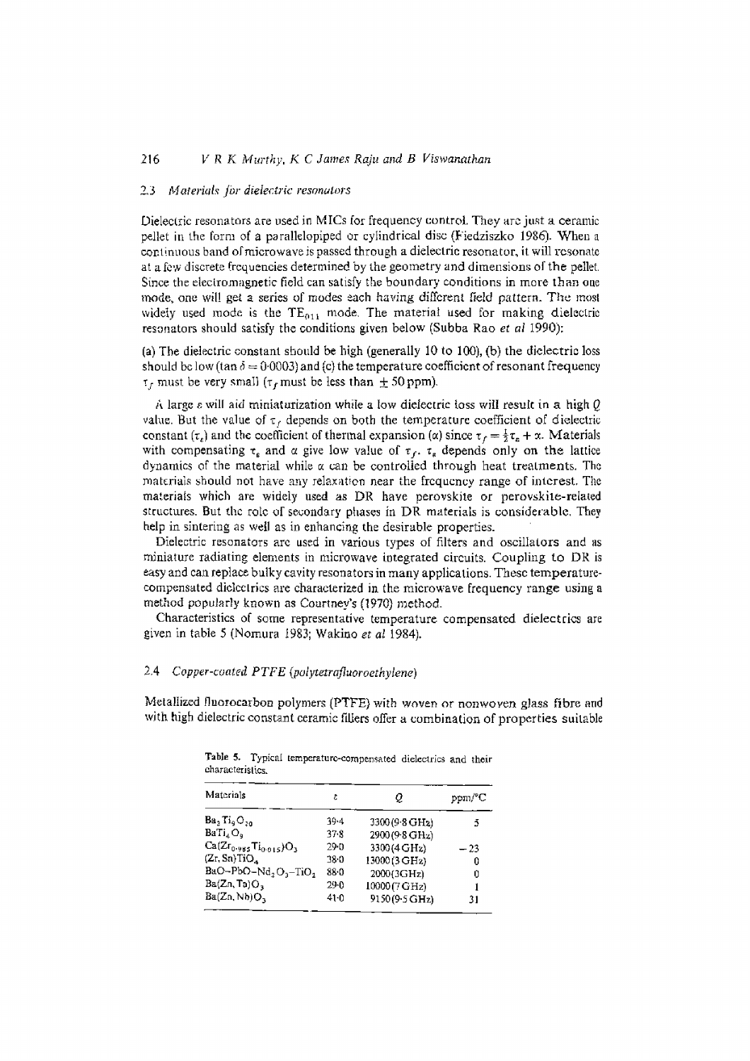### 2.3 *Materials for dielectric resonators*

Dielectric resonators are used in MICs for frequency control. They are just a ceramic pellet in the form of a parallelopiped or cylindrical disc (Fiedziszko 1986). When a continuous band of microwave is passed through a dielectric resonator, it will resonate at a few discrete frequencies determined by the geometry and dimensions of the pellet. Since the electromagnetic field can satisfy the boundary conditions in more than one mode, one will get a series of modes each having different field pattern. The most widely used mode is the $TE_{011}$ mode. The material used for making dielectric resonators should satisfy the conditions given below (Subba Rao *et al* 1990):

(a) The dielectric constant should be high (generally 10 to 100), (b) the dielectric loss should be low ($\tan \delta = 0{\cdot}0003$) and (c) the temperature coefficient of resonant frequency $\tau_f$ must be very small ($\tau_f$ must be less than $\pm 50$ ppm).

A large $\varepsilon$ will aid miniaturization while a low dielectric loss will result in a high $Q$ value. But the value of $\tau_f$ depends on both the temperature coefficient of dielectric constant ($\tau_\varepsilon$) and the coefficient of thermal expansion ($\alpha$) since $\tau_f = \frac{1}{2}\tau_\varepsilon + \alpha$. Materials with compensating $\tau_\varepsilon$ and $\alpha$ give low value of $\tau_f$. $\tau_\varepsilon$ depends only on the lattice dynamics of the material while $\alpha$ can be controlled through heat treatments. The materials should not have any relaxation near the frequency range of interest. The materials which are widely used as DR have perovskite or perovskite-related structures. But the role of secondary phases in DR materials is considerable. They help in sintering as well as in enhancing the desirable properties.

Dielectric resonators are used in various types of filters and oscillators and as miniature radiating elements in microwave integrated circuits. Coupling to DR is easy and can replace bulky cavity resonators in many applications. These temperature-compensated dielectrics are characterized in the microwave frequency range using a method popularly known as Courtney's (1970) method.

Characteristics of some representative temperature compensated dielectrics are given in table 5 (Nomura 1983; Wakino *et al* 1984).

### 2.4 *Copper-coated PTFE (polytetrafluoroethylene)*

Metallized fluorocarbon polymers (PTFE) with woven or nonwoven glass fibre and with high dielectric constant ceramic fillers offer a combination of properties suitable

**Table 5.** Typical temperature-compensated dielectrics and their characteristics.

| Materials | $\varepsilon$ | $Q$ | ppm/°C |
|---|---|---|---|
| $Ba_2Ti_9O_{20}$ | 39·4 | 3300 (9·8 GHz) | 5 |
| $BaTi_4O_9$ | 37·8 | 2900 (9·8 GHz) | |
| $Ca(Zr_{0.985}Ti_{0.015})O_3$ | 29·0 | 3300 (4 GHz) | −23 |
| $(Zr, Sn)TiO_4$ | 38·0 | 13000 (3 GHz) | 0 |
| $BaO–PbO–Nd_2O_3–TiO_2$ | 88·0 | 2000 (3 GHz) | 0 |
| $Ba(Zn, Ta)O_3$ | 29·0 | 10000 (7 GHz) | 1 |
| $Ba(Zn, Nb)O_3$ | 41·0 | 9150 (9·5 GHz) | 31 |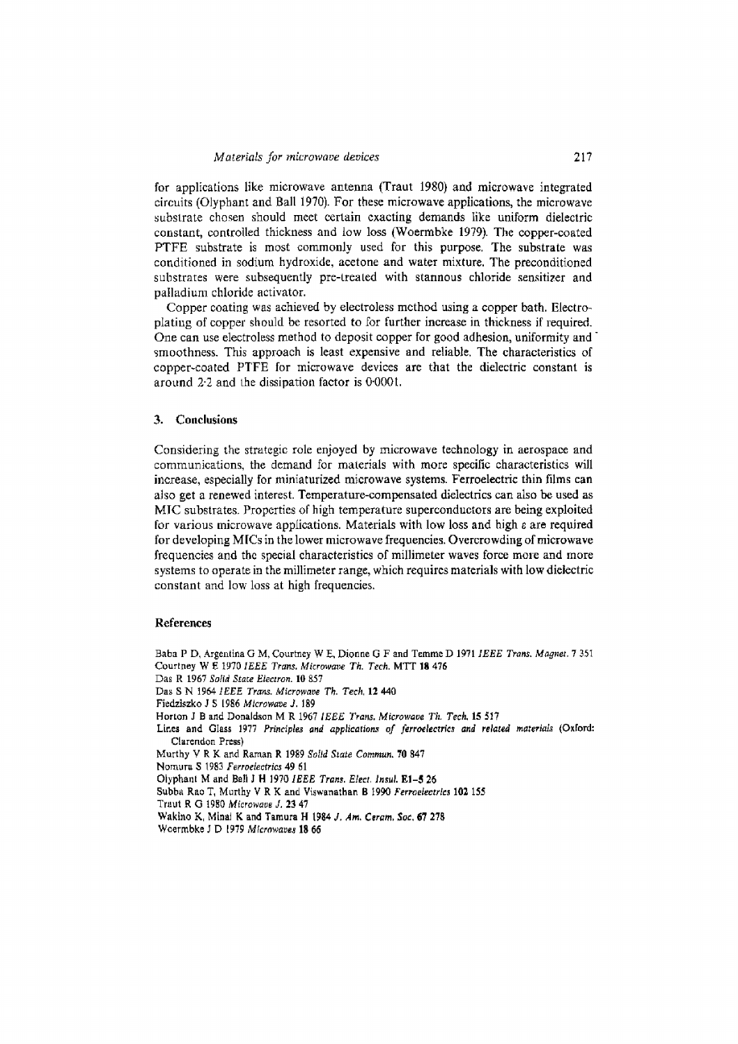for applications like microwave antenna (Traut 1980) and microwave integrated circuits (Olyphant and Ball 1970). For these microwave applications, the microwave substrate chosen should meet certain exacting demands like uniform dielectric constant, controlled thickness and low loss (Woermbke 1979). The copper-coated PTFE substrate is most commonly used for this purpose. The substrate was conditioned in sodium hydroxide, acetone and water mixture. The preconditioned substrates were subsequently pre-treated with stannous chloride sensitizer and palladium chloride activator.

Copper coating was achieved by electroless method using a copper bath. Electroplating of copper should be resorted to for further increase in thickness if required. One can use electroless method to deposit copper for good adhesion, uniformity and smoothness. This approach is least expensive and reliable. The characteristics of copper-coated PTFE for microwave devices are that the dielectric constant is around 2·2 and the dissipation factor is 0·0001.

## 3. Conclusions

Considering the strategic role enjoyed by microwave technology in aerospace and communications, the demand for materials with more specific characteristics will increase, especially for miniaturized microwave systems. Ferroelectric thin films can also get a renewed interest. Temperature-compensated dielectrics can also be used as MIC substrates. Properties of high temperature superconductors are being exploited for various microwave applications. Materials with low loss and high $\varepsilon$ are required for developing MICs in the lower microwave frequencies. Overcrowding of microwave frequencies and the special characteristics of millimeter waves force more and more systems to operate in the millimeter range, which requires materials with low dielectric constant and low loss at high frequencies.

## References

Baba P D, Argentina G M, Courtney W E, Dionne G F and Temme D 1971 *IEEE Trans. Magnet.* 7 351

Courtney W E 1970 *IEEE Trans. Microwave Th. Tech.* MTT **18** 476

Das R 1967 *Solid State Electron.* **10** 857

Das S N 1964 *IEEE Trans. Microwave Th. Tech.* **12** 440

Fiedziszko J S 1986 *Microwave J.* 189

Horton J B and Donaldson M R 1967 *IEEE Trans. Microwave Th. Tech.* **15** 517

Lines and Glass 1977 *Principles and applications of ferroelectrics and related materials* (Oxford: Clarendon Press)

Murthy V R K and Raman R 1989 *Solid State Commun.* **70** 847

Nomura S 1983 *Ferroelectrics* **49** 61

Olyphant M and Ball J H 1970 *IEEE Trans. Elect. Insul.* **E1–5** 26

Subba Rao T, Murthy V R K and Viswanathan B 1990 *Ferroelectrics* **102** 155

Traut R G 1980 *Microwave J.* **23** 47

Wakino K, Minai K and Tamura H 1984 *J. Am. Ceram. Soc.* **67** 278

Woermbke J D 1979 *Microwaves* **18** 66